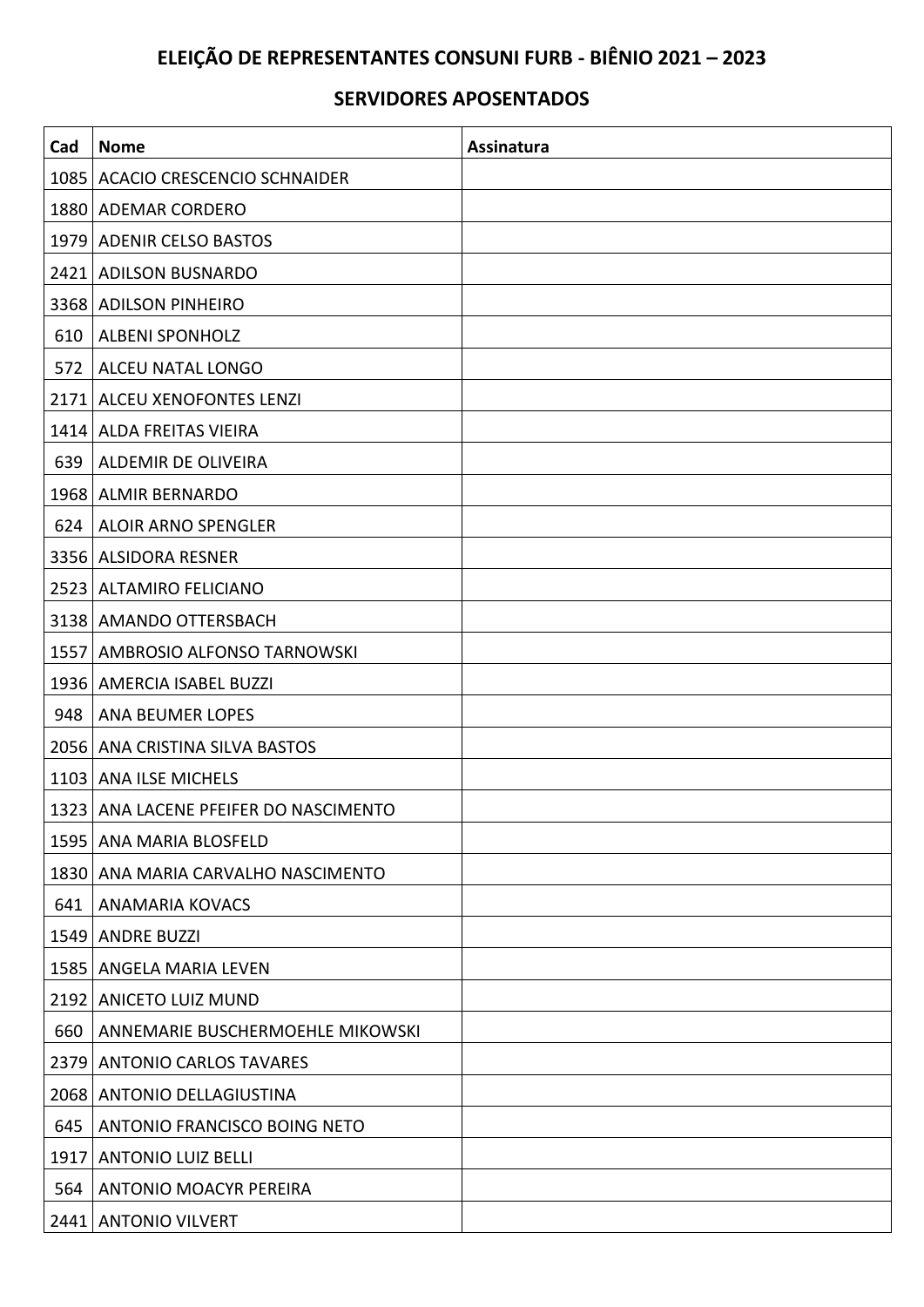# ELEIÇÃO DE REPRESENTANTES CONSUNI FURB - BIÊNIO 2021 – 2023

## SERVIDORES APOSENTADOS

| Cad | Nome | Assinatura |
|---|---|---|
| 1085 | ACACIO CRESCENCIO SCHNAIDER | |
| 1880 | ADEMAR CORDERO | |
| 1979 | ADENIR CELSO BASTOS | |
| 2421 | ADILSON BUSNARDO | |
| 3368 | ADILSON PINHEIRO | |
| 610 | ALBENI SPONHOLZ | |
| 572 | ALCEU NATAL LONGO | |
| 2171 | ALCEU XENOFONTES LENZI | |
| 1414 | ALDA FREITAS VIEIRA | |
| 639 | ALDEMIR DE OLIVEIRA | |
| 1968 | ALMIR BERNARDO | |
| 624 | ALOIR ARNO SPENGLER | |
| 3356 | ALSIDORA RESNER | |
| 2523 | ALTAMIRO FELICIANO | |
| 3138 | AMANDO OTTERSBACH | |
| 1557 | AMBROSIO ALFONSO TARNOWSKI | |
| 1936 | AMERCIA ISABEL BUZZI | |
| 948 | ANA BEUMER LOPES | |
| 2056 | ANA CRISTINA SILVA BASTOS | |
| 1103 | ANA ILSE MICHELS | |
| 1323 | ANA LACENE PFEIFER DO NASCIMENTO | |
| 1595 | ANA MARIA BLOSFELD | |
| 1830 | ANA MARIA CARVALHO NASCIMENTO | |
| 641 | ANAMARIA KOVACS | |
| 1549 | ANDRE BUZZI | |
| 1585 | ANGELA MARIA LEVEN | |
| 2192 | ANICETO LUIZ MUND | |
| 660 | ANNEMARIE BUSCHERMOEHLE MIKOWSKI | |
| 2379 | ANTONIO CARLOS TAVARES | |
| 2068 | ANTONIO DELLAGIUSTINA | |
| 645 | ANTONIO FRANCISCO BOING NETO | |
| 1917 | ANTONIO LUIZ BELLI | |
| 564 | ANTONIO MOACYR PEREIRA | |
| 2441 | ANTONIO VILVERT | |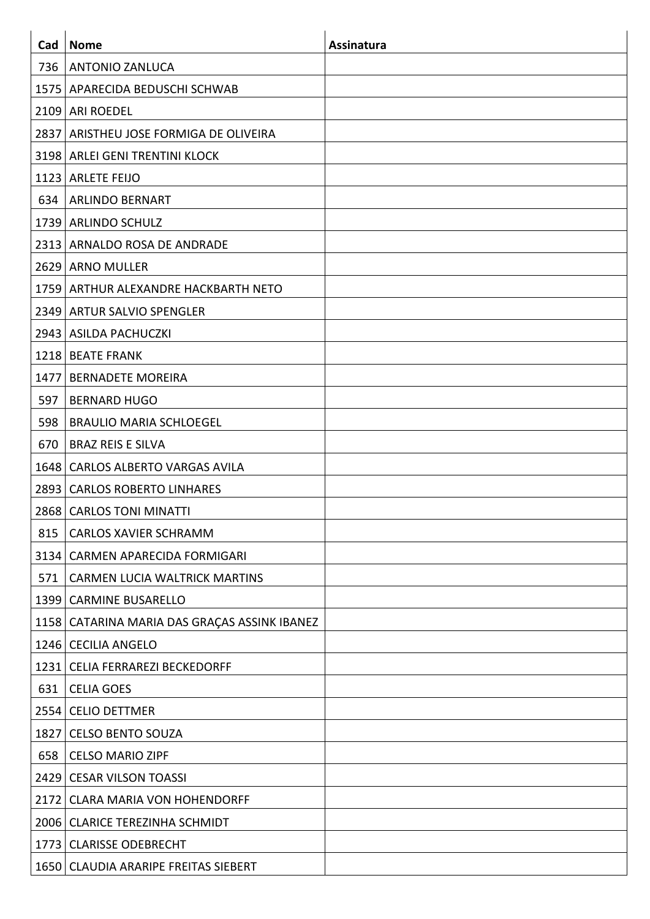| Cad | Nome | Assinatura |
|---|---|---|
| 736 | ANTONIO ZANLUCA | |
| 1575 | APARECIDA BEDUSCHI SCHWAB | |
| 2109 | ARI ROEDEL | |
| 2837 | ARISTHEU JOSE FORMIGA DE OLIVEIRA | |
| 3198 | ARLEI GENI TRENTINI KLOCK | |
| 1123 | ARLETE FEIJO | |
| 634 | ARLINDO BERNART | |
| 1739 | ARLINDO SCHULZ | |
| 2313 | ARNALDO ROSA DE ANDRADE | |
| 2629 | ARNO MULLER | |
| 1759 | ARTHUR ALEXANDRE HACKBARTH NETO | |
| 2349 | ARTUR SALVIO SPENGLER | |
| 2943 | ASILDA PACHUCZKI | |
| 1218 | BEATE FRANK | |
| 1477 | BERNADETE MOREIRA | |
| 597 | BERNARD HUGO | |
| 598 | BRAULIO MARIA SCHLOEGEL | |
| 670 | BRAZ REIS E SILVA | |
| 1648 | CARLOS ALBERTO VARGAS AVILA | |
| 2893 | CARLOS ROBERTO LINHARES | |
| 2868 | CARLOS TONI MINATTI | |
| 815 | CARLOS XAVIER SCHRAMM | |
| 3134 | CARMEN APARECIDA FORMIGARI | |
| 571 | CARMEN LUCIA WALTRICK MARTINS | |
| 1399 | CARMINE BUSARELLO | |
| 1158 | CATARINA MARIA DAS GRAÇAS ASSINK IBANEZ | |
| 1246 | CECILIA ANGELO | |
| 1231 | CELIA FERRAREZI BECKEDORFF | |
| 631 | CELIA GOES | |
| 2554 | CELIO DETTMER | |
| 1827 | CELSO BENTO SOUZA | |
| 658 | CELSO MARIO ZIPF | |
| 2429 | CESAR VILSON TOASSI | |
| 2172 | CLARA MARIA VON HOHENDORFF | |
| 2006 | CLARICE TEREZINHA SCHMIDT | |
| 1773 | CLARISSE ODEBRECHT | |
| 1650 | CLAUDIA ARARIPE FREITAS SIEBERT | |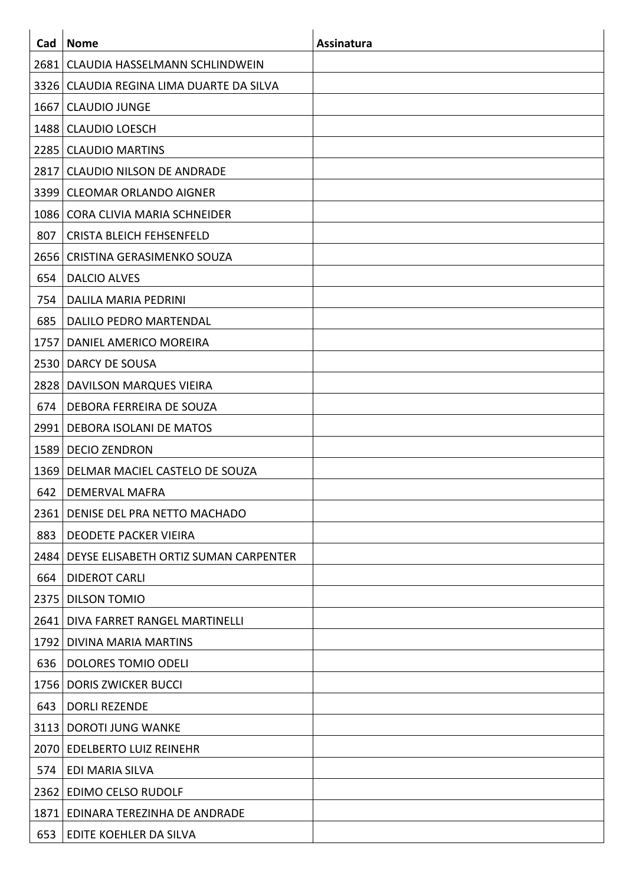| Cad | Nome | Assinatura |
|---|---|---|
| 2681 | CLAUDIA HASSELMANN SCHLINDWEIN | |
| 3326 | CLAUDIA REGINA LIMA DUARTE DA SILVA | |
| 1667 | CLAUDIO JUNGE | |
| 1488 | CLAUDIO LOESCH | |
| 2285 | CLAUDIO MARTINS | |
| 2817 | CLAUDIO NILSON DE ANDRADE | |
| 3399 | CLEOMAR ORLANDO AIGNER | |
| 1086 | CORA CLIVIA MARIA SCHNEIDER | |
| 807 | CRISTA BLEICH FEHSENFELD | |
| 2656 | CRISTINA GERASIMENKO SOUZA | |
| 654 | DALCIO ALVES | |
| 754 | DALILA MARIA PEDRINI | |
| 685 | DALILO PEDRO MARTENDAL | |
| 1757 | DANIEL AMERICO MOREIRA | |
| 2530 | DARCY DE SOUSA | |
| 2828 | DAVILSON MARQUES VIEIRA | |
| 674 | DEBORA FERREIRA DE SOUZA | |
| 2991 | DEBORA ISOLANI DE MATOS | |
| 1589 | DECIO ZENDRON | |
| 1369 | DELMAR MACIEL CASTELO DE SOUZA | |
| 642 | DEMERVAL MAFRA | |
| 2361 | DENISE DEL PRA NETTO MACHADO | |
| 883 | DEODETE PACKER VIEIRA | |
| 2484 | DEYSE ELISABETH ORTIZ SUMAN CARPENTER | |
| 664 | DIDEROT CARLI | |
| 2375 | DILSON TOMIO | |
| 2641 | DIVA FARRET RANGEL MARTINELLI | |
| 1792 | DIVINA MARIA MARTINS | |
| 636 | DOLORES TOMIO ODELI | |
| 1756 | DORIS ZWICKER BUCCI | |
| 643 | DORLI REZENDE | |
| 3113 | DOROTI JUNG WANKE | |
| 2070 | EDELBERTO LUIZ REINEHR | |
| 574 | EDI MARIA SILVA | |
| 2362 | EDIMO CELSO RUDOLF | |
| 1871 | EDINARA TEREZINHA DE ANDRADE | |
| 653 | EDITE KOEHLER DA SILVA | |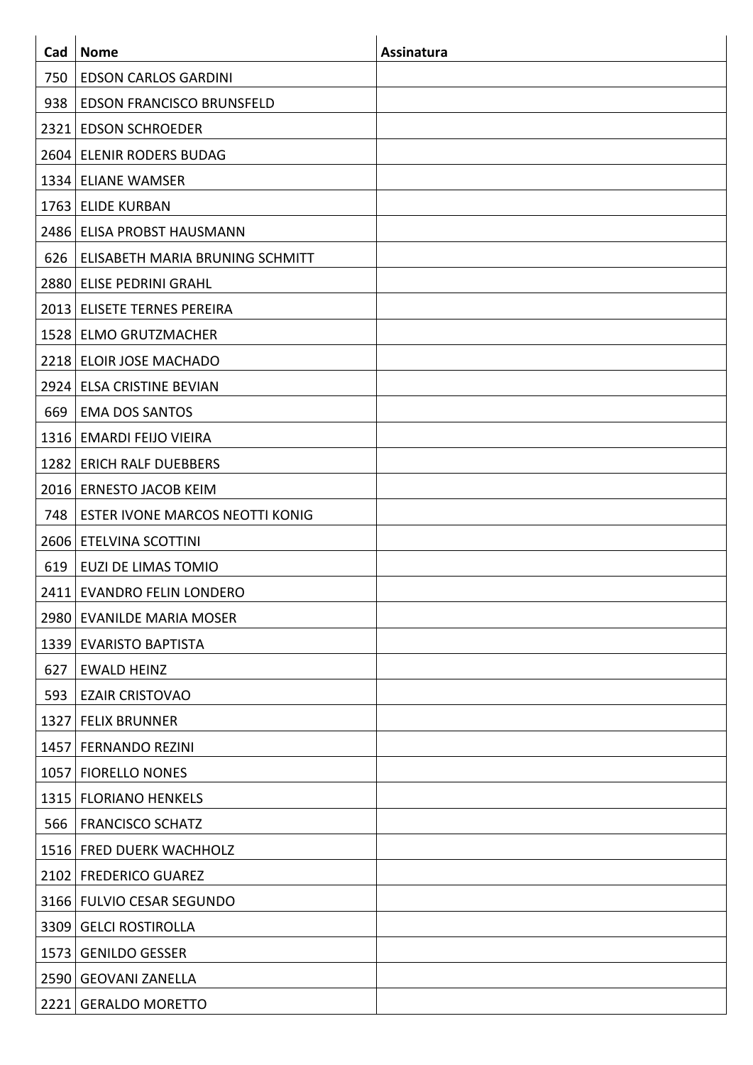| Cad | Nome | Assinatura |
|---|---|---|
| 750 | EDSON CARLOS GARDINI | |
| 938 | EDSON FRANCISCO BRUNSFELD | |
| 2321 | EDSON SCHROEDER | |
| 2604 | ELENIR RODERS BUDAG | |
| 1334 | ELIANE WAMSER | |
| 1763 | ELIDE KURBAN | |
| 2486 | ELISA PROBST HAUSMANN | |
| 626 | ELISABETH MARIA BRUNING SCHMITT | |
| 2880 | ELISE PEDRINI GRAHL | |
| 2013 | ELISETE TERNES PEREIRA | |
| 1528 | ELMO GRUTZMACHER | |
| 2218 | ELOIR JOSE MACHADO | |
| 2924 | ELSA CRISTINE BEVIAN | |
| 669 | EMA DOS SANTOS | |
| 1316 | EMARDI FEIJO VIEIRA | |
| 1282 | ERICH RALF DUEBBERS | |
| 2016 | ERNESTO JACOB KEIM | |
| 748 | ESTER IVONE MARCOS NEOTTI KONIG | |
| 2606 | ETELVINA SCOTTINI | |
| 619 | EUZI DE LIMAS TOMIO | |
| 2411 | EVANDRO FELIN LONDERO | |
| 2980 | EVANILDE MARIA MOSER | |
| 1339 | EVARISTO BAPTISTA | |
| 627 | EWALD HEINZ | |
| 593 | EZAIR CRISTOVAO | |
| 1327 | FELIX BRUNNER | |
| 1457 | FERNANDO REZINI | |
| 1057 | FIORELLO NONES | |
| 1315 | FLORIANO HENKELS | |
| 566 | FRANCISCO SCHATZ | |
| 1516 | FRED DUERK WACHHOLZ | |
| 2102 | FREDERICO GUAREZ | |
| 3166 | FULVIO CESAR SEGUNDO | |
| 3309 | GELCI ROSTIROLLA | |
| 1573 | GENILDO GESSER | |
| 2590 | GEOVANI ZANELLA | |
| 2221 | GERALDO MORETTO | |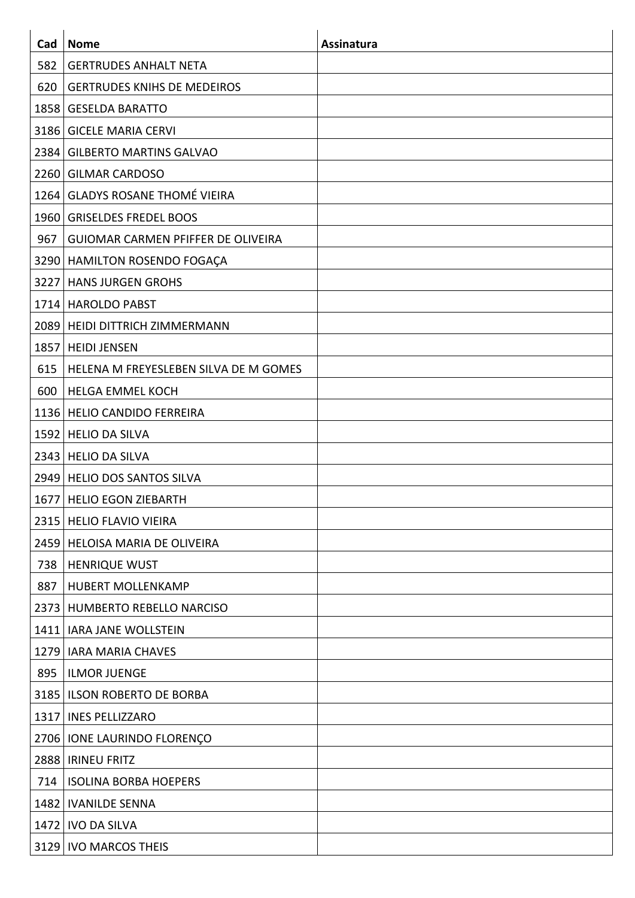| Cad | Nome | Assinatura |
|---|---|---|
| 582 | GERTRUDES ANHALT NETA | |
| 620 | GERTRUDES KNIHS DE MEDEIROS | |
| 1858 | GESELDA BARATTO | |
| 3186 | GICELE MARIA CERVI | |
| 2384 | GILBERTO MARTINS GALVAO | |
| 2260 | GILMAR CARDOSO | |
| 1264 | GLADYS ROSANE THOMÉ VIEIRA | |
| 1960 | GRISELDES FREDEL BOOS | |
| 967 | GUIOMAR CARMEN PFIFFER DE OLIVEIRA | |
| 3290 | HAMILTON ROSENDO FOGAÇA | |
| 3227 | HANS JURGEN GROHS | |
| 1714 | HAROLDO PABST | |
| 2089 | HEIDI DITTRICH ZIMMERMANN | |
| 1857 | HEIDI JENSEN | |
| 615 | HELENA M FREYESLEBEN SILVA DE M GOMES | |
| 600 | HELGA EMMEL KOCH | |
| 1136 | HELIO CANDIDO FERREIRA | |
| 1592 | HELIO DA SILVA | |
| 2343 | HELIO DA SILVA | |
| 2949 | HELIO DOS SANTOS SILVA | |
| 1677 | HELIO EGON ZIEBARTH | |
| 2315 | HELIO FLAVIO VIEIRA | |
| 2459 | HELOISA MARIA DE OLIVEIRA | |
| 738 | HENRIQUE WUST | |
| 887 | HUBERT MOLLENKAMP | |
| 2373 | HUMBERTO REBELLO NARCISO | |
| 1411 | IARA JANE WOLLSTEIN | |
| 1279 | IARA MARIA CHAVES | |
| 895 | ILMOR JUENGE | |
| 3185 | ILSON ROBERTO DE BORBA | |
| 1317 | INES PELLIZZARO | |
| 2706 | IONE LAURINDO FLORENÇO | |
| 2888 | IRINEU FRITZ | |
| 714 | ISOLINA BORBA HOEPERS | |
| 1482 | IVANILDE SENNA | |
| 1472 | IVO DA SILVA | |
| 3129 | IVO MARCOS THEIS | |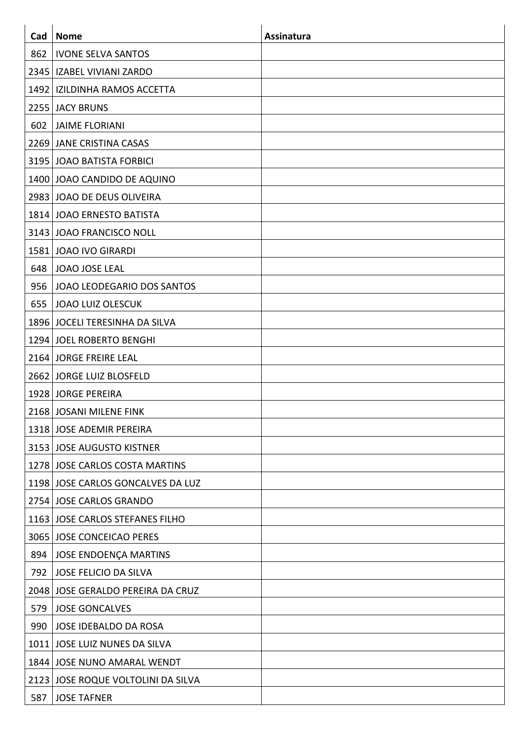| Cad | Nome | Assinatura |
|---|---|---|
| 862 | IVONE SELVA SANTOS | |
| 2345 | IZABEL VIVIANI ZARDO | |
| 1492 | IZILDINHA RAMOS ACCETTA | |
| 2255 | JACY BRUNS | |
| 602 | JAIME FLORIANI | |
| 2269 | JANE CRISTINA CASAS | |
| 3195 | JOAO BATISTA FORBICI | |
| 1400 | JOAO CANDIDO DE AQUINO | |
| 2983 | JOAO DE DEUS OLIVEIRA | |
| 1814 | JOAO ERNESTO BATISTA | |
| 3143 | JOAO FRANCISCO NOLL | |
| 1581 | JOAO IVO GIRARDI | |
| 648 | JOAO JOSE LEAL | |
| 956 | JOAO LEODEGARIO DOS SANTOS | |
| 655 | JOAO LUIZ OLESCUK | |
| 1896 | JOCELI TERESINHA DA SILVA | |
| 1294 | JOEL ROBERTO BENGHI | |
| 2164 | JORGE FREIRE LEAL | |
| 2662 | JORGE LUIZ BLOSFELD | |
| 1928 | JORGE PEREIRA | |
| 2168 | JOSANI MILENE FINK | |
| 1318 | JOSE ADEMIR PEREIRA | |
| 3153 | JOSE AUGUSTO KISTNER | |
| 1278 | JOSE CARLOS COSTA MARTINS | |
| 1198 | JOSE CARLOS GONCALVES DA LUZ | |
| 2754 | JOSE CARLOS GRANDO | |
| 1163 | JOSE CARLOS STEFANES FILHO | |
| 3065 | JOSE CONCEICAO PERES | |
| 894 | JOSE ENDOENÇA MARTINS | |
| 792 | JOSE FELICIO DA SILVA | |
| 2048 | JOSE GERALDO PEREIRA DA CRUZ | |
| 579 | JOSE GONCALVES | |
| 990 | JOSE IDEBALDO DA ROSA | |
| 1011 | JOSE LUIZ NUNES DA SILVA | |
| 1844 | JOSE NUNO AMARAL WENDT | |
| 2123 | JOSE ROQUE VOLTOLINI DA SILVA | |
| 587 | JOSE TAFNER | |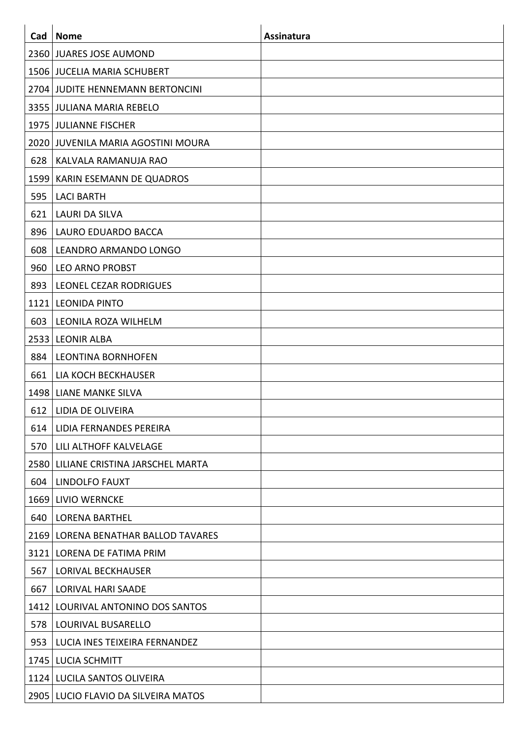| Cad | Nome | Assinatura |
|---|---|---|
| 2360 | JUARES JOSE AUMOND | |
| 1506 | JUCELIA MARIA SCHUBERT | |
| 2704 | JUDITE HENNEMANN BERTONCINI | |
| 3355 | JULIANA MARIA REBELO | |
| 1975 | JULIANNE FISCHER | |
| 2020 | JUVENILA MARIA AGOSTINI MOURA | |
| 628 | KALVALA RAMANUJA RAO | |
| 1599 | KARIN ESEMANN DE QUADROS | |
| 595 | LACI BARTH | |
| 621 | LAURI DA SILVA | |
| 896 | LAURO EDUARDO BACCA | |
| 608 | LEANDRO ARMANDO LONGO | |
| 960 | LEO ARNO PROBST | |
| 893 | LEONEL CEZAR RODRIGUES | |
| 1121 | LEONIDA PINTO | |
| 603 | LEONILA ROZA WILHELM | |
| 2533 | LEONIR ALBA | |
| 884 | LEONTINA BORNHOFEN | |
| 661 | LIA KOCH BECKHAUSER | |
| 1498 | LIANE MANKE SILVA | |
| 612 | LIDIA DE OLIVEIRA | |
| 614 | LIDIA FERNANDES PEREIRA | |
| 570 | LILI ALTHOFF KALVELAGE | |
| 2580 | LILIANE CRISTINA JARSCHEL MARTA | |
| 604 | LINDOLFO FAUXT | |
| 1669 | LIVIO WERNCKE | |
| 640 | LORENA BARTHEL | |
| 2169 | LORENA BENATHAR BALLOD TAVARES | |
| 3121 | LORENA DE FATIMA PRIM | |
| 567 | LORIVAL BECKHAUSER | |
| 667 | LORIVAL HARI SAADE | |
| 1412 | LOURIVAL ANTONINO DOS SANTOS | |
| 578 | LOURIVAL BUSARELLO | |
| 953 | LUCIA INES TEIXEIRA FERNANDEZ | |
| 1745 | LUCIA SCHMITT | |
| 1124 | LUCILA SANTOS OLIVEIRA | |
| 2905 | LUCIO FLAVIO DA SILVEIRA MATOS | |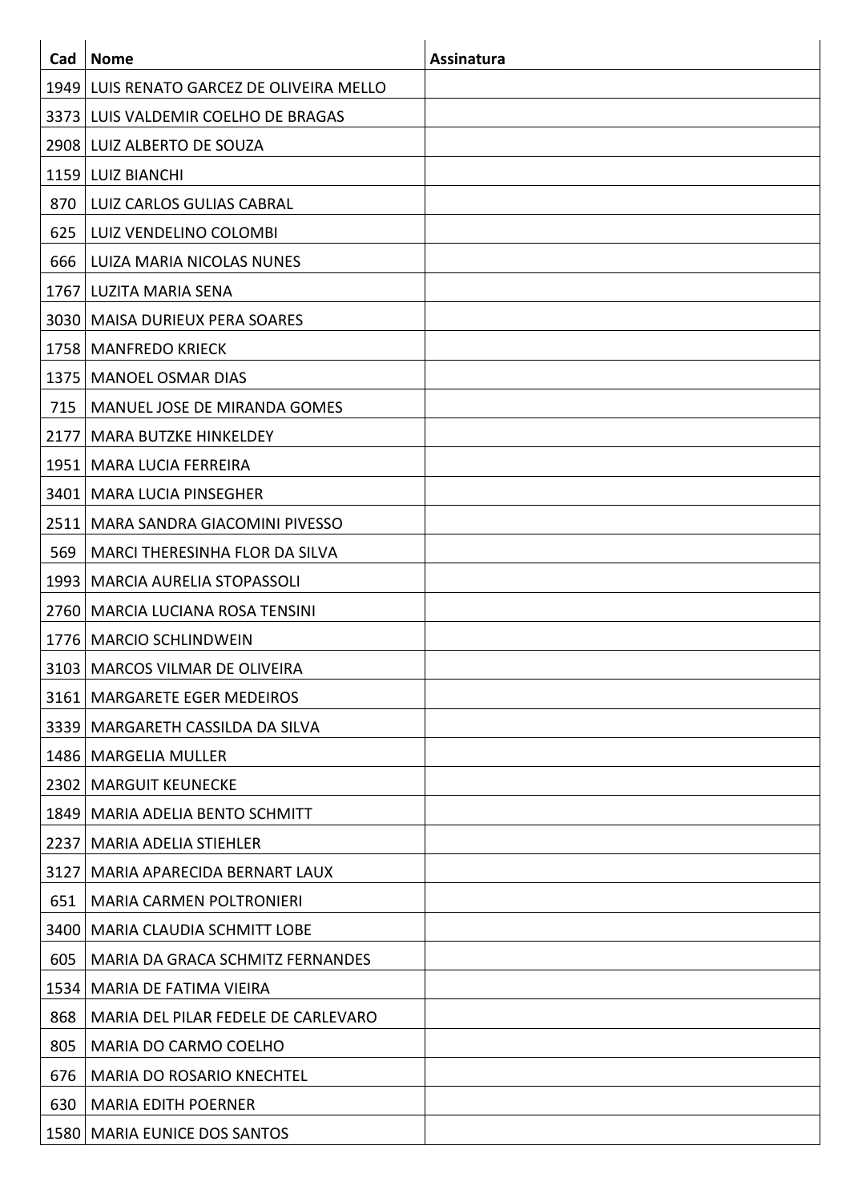| Cad | Nome | Assinatura |
| --- | --- | --- |
| 1949 | LUIS RENATO GARCEZ DE OLIVEIRA MELLO | |
| 3373 | LUIS VALDEMIR COELHO DE BRAGAS | |
| 2908 | LUIZ ALBERTO DE SOUZA | |
| 1159 | LUIZ BIANCHI | |
| 870 | LUIZ CARLOS GULIAS CABRAL | |
| 625 | LUIZ VENDELINO COLOMBI | |
| 666 | LUIZA MARIA NICOLAS NUNES | |
| 1767 | LUZITA MARIA SENA | |
| 3030 | MAISA DURIEUX PERA SOARES | |
| 1758 | MANFREDO KRIECK | |
| 1375 | MANOEL OSMAR DIAS | |
| 715 | MANUEL JOSE DE MIRANDA GOMES | |
| 2177 | MARA BUTZKE HINKELDEY | |
| 1951 | MARA LUCIA FERREIRA | |
| 3401 | MARA LUCIA PINSEGHER | |
| 2511 | MARA SANDRA GIACOMINI PIVESSO | |
| 569 | MARCI THERESINHA FLOR DA SILVA | |
| 1993 | MARCIA AURELIA STOPASSOLI | |
| 2760 | MARCIA LUCIANA ROSA TENSINI | |
| 1776 | MARCIO SCHLINDWEIN | |
| 3103 | MARCOS VILMAR DE OLIVEIRA | |
| 3161 | MARGARETE EGER MEDEIROS | |
| 3339 | MARGARETH CASSILDA DA SILVA | |
| 1486 | MARGELIA MULLER | |
| 2302 | MARGUIT KEUNECKE | |
| 1849 | MARIA ADELIA BENTO SCHMITT | |
| 2237 | MARIA ADELIA STIEHLER | |
| 3127 | MARIA APARECIDA BERNART LAUX | |
| 651 | MARIA CARMEN POLTRONIERI | |
| 3400 | MARIA CLAUDIA SCHMITT LOBE | |
| 605 | MARIA DA GRACA SCHMITZ FERNANDES | |
| 1534 | MARIA DE FATIMA VIEIRA | |
| 868 | MARIA DEL PILAR FEDELE DE CARLEVARO | |
| 805 | MARIA DO CARMO COELHO | |
| 676 | MARIA DO ROSARIO KNECHTEL | |
| 630 | MARIA EDITH POERNER | |
| 1580 | MARIA EUNICE DOS SANTOS | |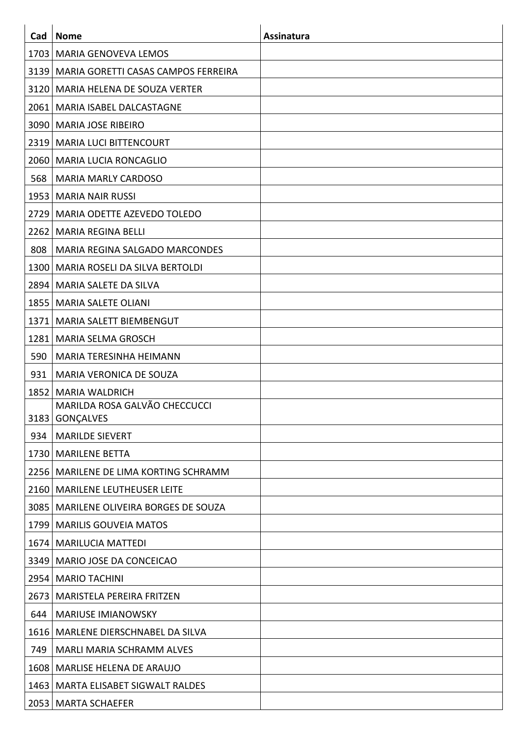| Cad | Nome | Assinatura |
|---|---|---|
| 1703 | MARIA GENOVEVA LEMOS | |
| 3139 | MARIA GORETTI CASAS CAMPOS FERREIRA | |
| 3120 | MARIA HELENA DE SOUZA VERTER | |
| 2061 | MARIA ISABEL DALCASTAGNE | |
| 3090 | MARIA JOSE RIBEIRO | |
| 2319 | MARIA LUCI BITTENCOURT | |
| 2060 | MARIA LUCIA RONCAGLIO | |
| 568 | MARIA MARLY CARDOSO | |
| 1953 | MARIA NAIR RUSSI | |
| 2729 | MARIA ODETTE AZEVEDO TOLEDO | |
| 2262 | MARIA REGINA BELLI | |
| 808 | MARIA REGINA SALGADO MARCONDES | |
| 1300 | MARIA ROSELI DA SILVA BERTOLDI | |
| 2894 | MARIA SALETE DA SILVA | |
| 1855 | MARIA SALETE OLIANI | |
| 1371 | MARIA SALETT BIEMBENGUT | |
| 1281 | MARIA SELMA GROSCH | |
| 590 | MARIA TERESINHA HEIMANN | |
| 931 | MARIA VERONICA DE SOUZA | |
| 1852 | MARIA WALDRICH | |
| 3183 | MARILDA ROSA GALVÃO CHECCUCCI GONÇALVES | |
| 934 | MARILDE SIEVERT | |
| 1730 | MARILENE BETTA | |
| 2256 | MARILENE DE LIMA KORTING SCHRAMM | |
| 2160 | MARILENE LEUTHEUSER LEITE | |
| 3085 | MARILENE OLIVEIRA BORGES DE SOUZA | |
| 1799 | MARILIS GOUVEIA MATOS | |
| 1674 | MARILUCIA MATTEDI | |
| 3349 | MARIO JOSE DA CONCEICAO | |
| 2954 | MARIO TACHINI | |
| 2673 | MARISTELA PEREIRA FRITZEN | |
| 644 | MARIUSE IMIANOWSKY | |
| 1616 | MARLENE DIERSCHNABEL DA SILVA | |
| 749 | MARLI MARIA SCHRAMM ALVES | |
| 1608 | MARLISE HELENA DE ARAUJO | |
| 1463 | MARTA ELISABET SIGWALT RALDES | |
| 2053 | MARTA SCHAEFER | |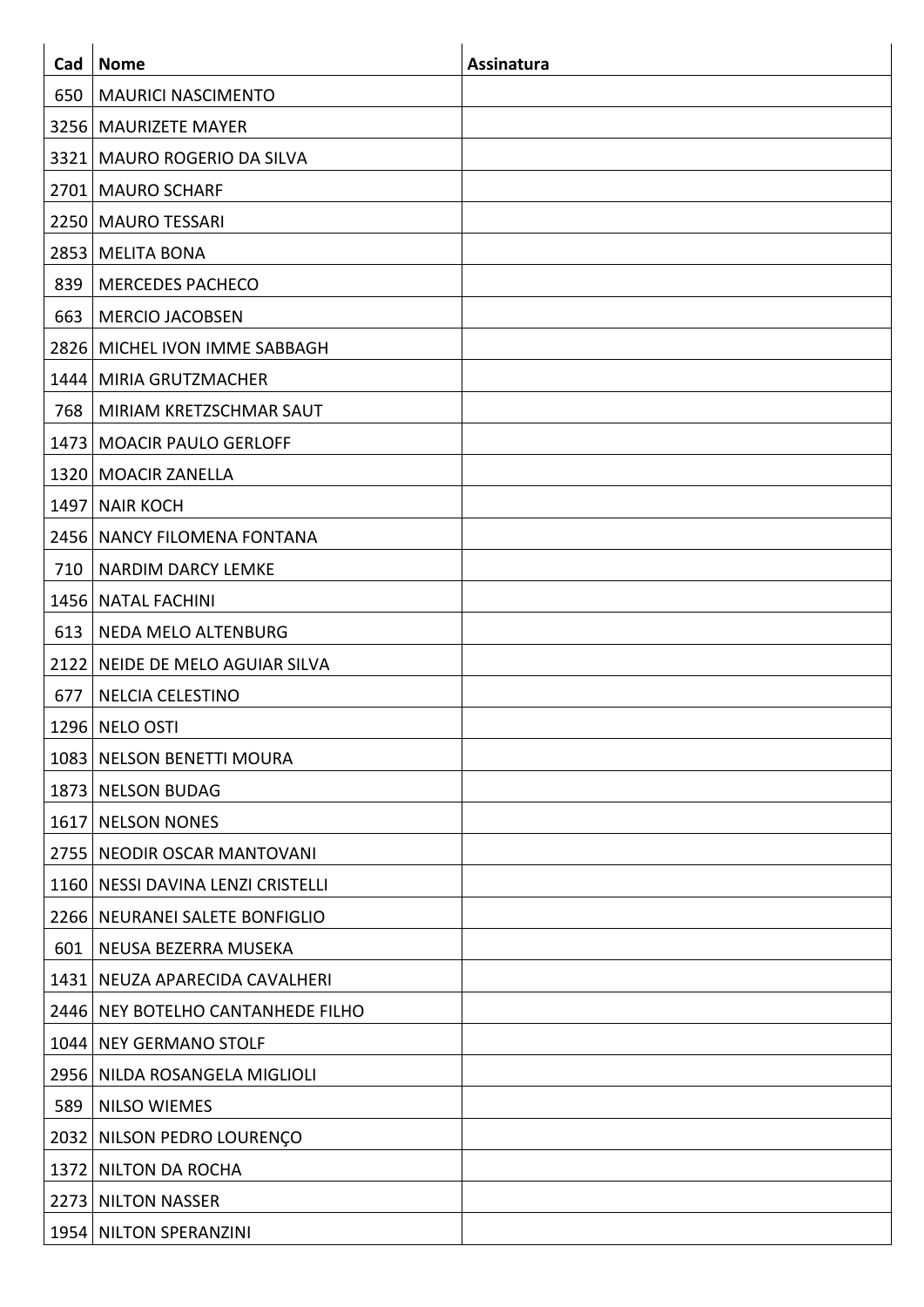| Cad | Nome | Assinatura |
|---|---|---|
| 650 | MAURICI NASCIMENTO | |
| 3256 | MAURIZETE MAYER | |
| 3321 | MAURO ROGERIO DA SILVA | |
| 2701 | MAURO SCHARF | |
| 2250 | MAURO TESSARI | |
| 2853 | MELITA BONA | |
| 839 | MERCEDES PACHECO | |
| 663 | MERCIO JACOBSEN | |
| 2826 | MICHEL IVON IMME SABBAGH | |
| 1444 | MIRIA GRUTZMACHER | |
| 768 | MIRIAM KRETZSCHMAR SAUT | |
| 1473 | MOACIR PAULO GERLOFF | |
| 1320 | MOACIR ZANELLA | |
| 1497 | NAIR KOCH | |
| 2456 | NANCY FILOMENA FONTANA | |
| 710 | NARDIM DARCY LEMKE | |
| 1456 | NATAL FACHINI | |
| 613 | NEDA MELO ALTENBURG | |
| 2122 | NEIDE DE MELO AGUIAR SILVA | |
| 677 | NELCIA CELESTINO | |
| 1296 | NELO OSTI | |
| 1083 | NELSON BENETTI MOURA | |
| 1873 | NELSON BUDAG | |
| 1617 | NELSON NONES | |
| 2755 | NEODIR OSCAR MANTOVANI | |
| 1160 | NESSI DAVINA LENZI CRISTELLI | |
| 2266 | NEURANEI SALETE BONFIGLIO | |
| 601 | NEUSA BEZERRA MUSEKA | |
| 1431 | NEUZA APARECIDA CAVALHERI | |
| 2446 | NEY BOTELHO CANTANHEDE FILHO | |
| 1044 | NEY GERMANO STOLF | |
| 2956 | NILDA ROSANGELA MIGLIOLI | |
| 589 | NILSO WIEMES | |
| 2032 | NILSON PEDRO LOURENÇO | |
| 1372 | NILTON DA ROCHA | |
| 2273 | NILTON NASSER | |
| 1954 | NILTON SPERANZINI | |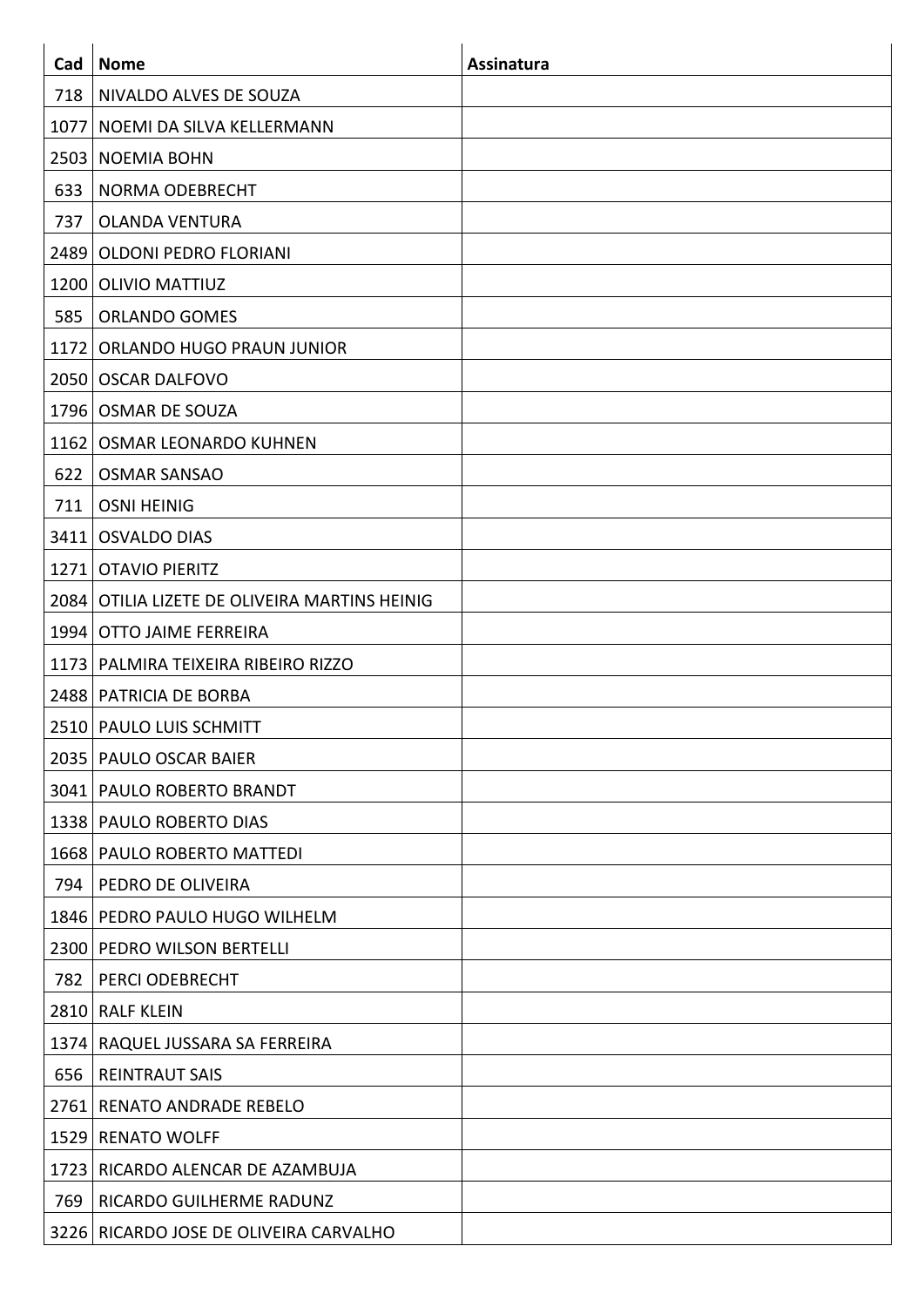| Cad | Nome | Assinatura |
| --- | --- | --- |
| 718 | NIVALDO ALVES DE SOUZA | |
| 1077 | NOEMI DA SILVA KELLERMANN | |
| 2503 | NOEMIA BOHN | |
| 633 | NORMA ODEBRECHT | |
| 737 | OLANDA VENTURA | |
| 2489 | OLDONI PEDRO FLORIANI | |
| 1200 | OLIVIO MATTIUZ | |
| 585 | ORLANDO GOMES | |
| 1172 | ORLANDO HUGO PRAUN JUNIOR | |
| 2050 | OSCAR DALFOVO | |
| 1796 | OSMAR DE SOUZA | |
| 1162 | OSMAR LEONARDO KUHNEN | |
| 622 | OSMAR SANSAO | |
| 711 | OSNI HEINIG | |
| 3411 | OSVALDO DIAS | |
| 1271 | OTAVIO PIERITZ | |
| 2084 | OTILIA LIZETE DE OLIVEIRA MARTINS HEINIG | |
| 1994 | OTTO JAIME FERREIRA | |
| 1173 | PALMIRA TEIXEIRA RIBEIRO RIZZO | |
| 2488 | PATRICIA DE BORBA | |
| 2510 | PAULO LUIS SCHMITT | |
| 2035 | PAULO OSCAR BAIER | |
| 3041 | PAULO ROBERTO BRANDT | |
| 1338 | PAULO ROBERTO DIAS | |
| 1668 | PAULO ROBERTO MATTEDI | |
| 794 | PEDRO DE OLIVEIRA | |
| 1846 | PEDRO PAULO HUGO WILHELM | |
| 2300 | PEDRO WILSON BERTELLI | |
| 782 | PERCI ODEBRECHT | |
| 2810 | RALF KLEIN | |
| 1374 | RAQUEL JUSSARA SA FERREIRA | |
| 656 | REINTRAUT SAIS | |
| 2761 | RENATO ANDRADE REBELO | |
| 1529 | RENATO WOLFF | |
| 1723 | RICARDO ALENCAR DE AZAMBUJA | |
| 769 | RICARDO GUILHERME RADUNZ | |
| 3226 | RICARDO JOSE DE OLIVEIRA CARVALHO | |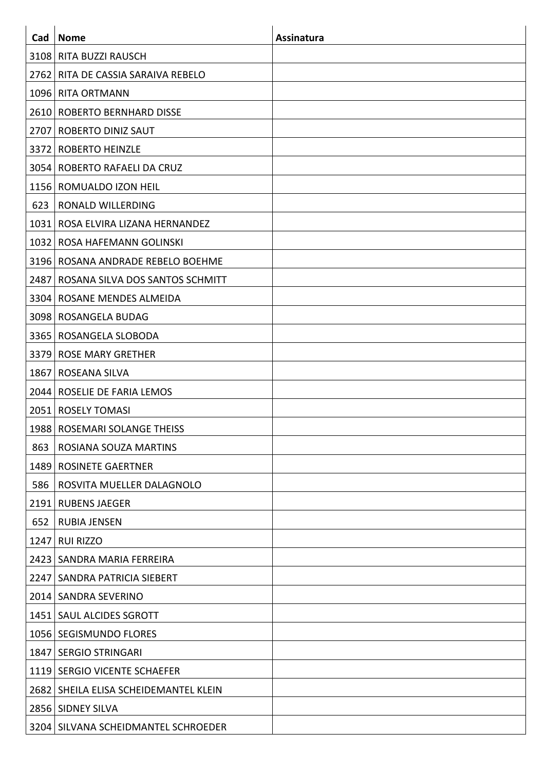| Cad | Nome | Assinatura |
|---|---|---|
| 3108 | RITA BUZZI RAUSCH | |
| 2762 | RITA DE CASSIA SARAIVA REBELO | |
| 1096 | RITA ORTMANN | |
| 2610 | ROBERTO BERNHARD DISSE | |
| 2707 | ROBERTO DINIZ SAUT | |
| 3372 | ROBERTO HEINZLE | |
| 3054 | ROBERTO RAFAELI DA CRUZ | |
| 1156 | ROMUALDO IZON HEIL | |
| 623 | RONALD WILLERDING | |
| 1031 | ROSA ELVIRA LIZANA HERNANDEZ | |
| 1032 | ROSA HAFEMANN GOLINSKI | |
| 3196 | ROSANA ANDRADE REBELO BOEHME | |
| 2487 | ROSANA SILVA DOS SANTOS SCHMITT | |
| 3304 | ROSANE MENDES ALMEIDA | |
| 3098 | ROSANGELA BUDAG | |
| 3365 | ROSANGELA SLOBODA | |
| 3379 | ROSE MARY GRETHER | |
| 1867 | ROSEANA SILVA | |
| 2044 | ROSELIE DE FARIA LEMOS | |
| 2051 | ROSELY TOMASI | |
| 1988 | ROSEMARI SOLANGE THEISS | |
| 863 | ROSIANA SOUZA MARTINS | |
| 1489 | ROSINETE GAERTNER | |
| 586 | ROSVITA MUELLER DALAGNOLO | |
| 2191 | RUBENS JAEGER | |
| 652 | RUBIA JENSEN | |
| 1247 | RUI RIZZO | |
| 2423 | SANDRA MARIA FERREIRA | |
| 2247 | SANDRA PATRICIA SIEBERT | |
| 2014 | SANDRA SEVERINO | |
| 1451 | SAUL ALCIDES SGROTT | |
| 1056 | SEGISMUNDO FLORES | |
| 1847 | SERGIO STRINGARI | |
| 1119 | SERGIO VICENTE SCHAEFER | |
| 2682 | SHEILA ELISA SCHEIDEMANTEL KLEIN | |
| 2856 | SIDNEY SILVA | |
| 3204 | SILVANA SCHEIDMANTEL SCHROEDER | |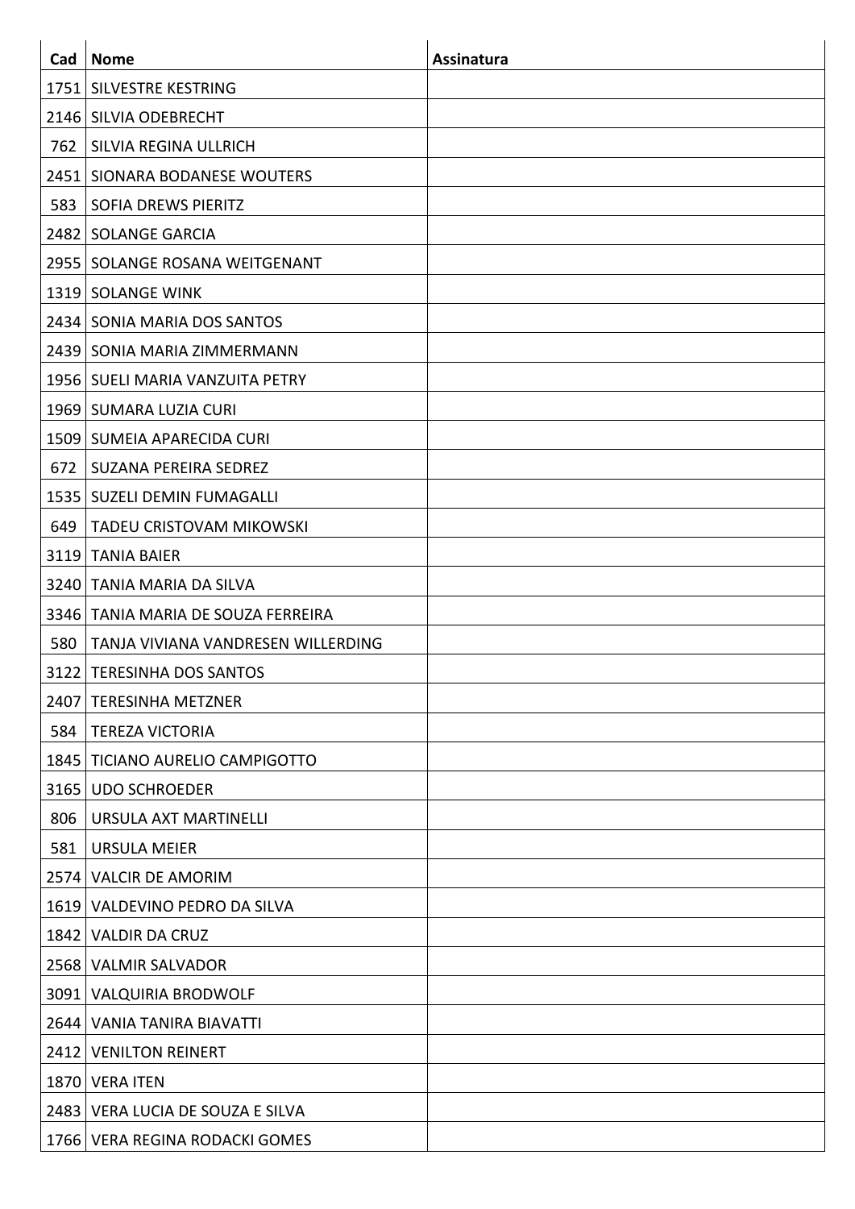| Cad | Nome | Assinatura |
|---|---|---|
| 1751 | SILVESTRE KESTRING | |
| 2146 | SILVIA ODEBRECHT | |
| 762 | SILVIA REGINA ULLRICH | |
| 2451 | SIONARA BODANESE WOUTERS | |
| 583 | SOFIA DREWS PIERITZ | |
| 2482 | SOLANGE GARCIA | |
| 2955 | SOLANGE ROSANA WEITGENANT | |
| 1319 | SOLANGE WINK | |
| 2434 | SONIA MARIA DOS SANTOS | |
| 2439 | SONIA MARIA ZIMMERMANN | |
| 1956 | SUELI MARIA VANZUITA PETRY | |
| 1969 | SUMARA LUZIA CURI | |
| 1509 | SUMEIA APARECIDA CURI | |
| 672 | SUZANA PEREIRA SEDREZ | |
| 1535 | SUZELI DEMIN FUMAGALLI | |
| 649 | TADEU CRISTOVAM MIKOWSKI | |
| 3119 | TANIA BAIER | |
| 3240 | TANIA MARIA DA SILVA | |
| 3346 | TANIA MARIA DE SOUZA FERREIRA | |
| 580 | TANJA VIVIANA VANDRESEN WILLERDING | |
| 3122 | TERESINHA DOS SANTOS | |
| 2407 | TERESINHA METZNER | |
| 584 | TEREZA VICTORIA | |
| 1845 | TICIANO AURELIO CAMPIGOTTO | |
| 3165 | UDO SCHROEDER | |
| 806 | URSULA AXT MARTINELLI | |
| 581 | URSULA MEIER | |
| 2574 | VALCIR DE AMORIM | |
| 1619 | VALDEVINO PEDRO DA SILVA | |
| 1842 | VALDIR DA CRUZ | |
| 2568 | VALMIR SALVADOR | |
| 3091 | VALQUIRIA BRODWOLF | |
| 2644 | VANIA TANIRA BIAVATTI | |
| 2412 | VENILTON REINERT | |
| 1870 | VERA ITEN | |
| 2483 | VERA LUCIA DE SOUZA E SILVA | |
| 1766 | VERA REGINA RODACKI GOMES | |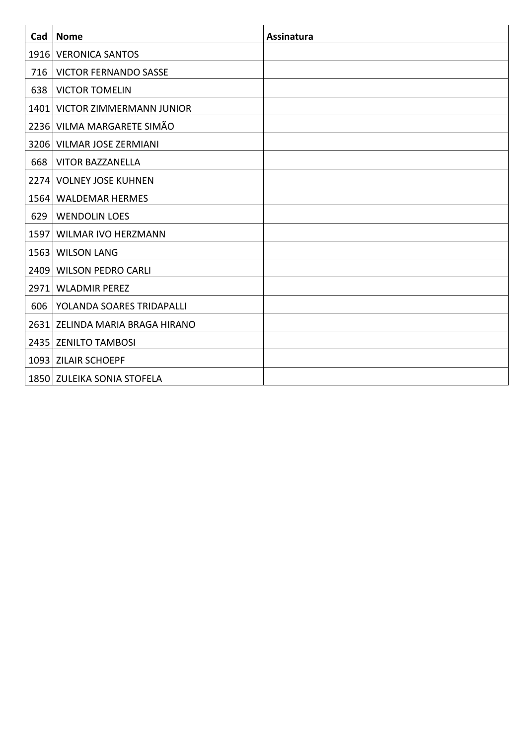| Cad | Nome | Assinatura |
|---|---|---|
| 1916 | VERONICA SANTOS | |
| 716 | VICTOR FERNANDO SASSE | |
| 638 | VICTOR TOMELIN | |
| 1401 | VICTOR ZIMMERMANN JUNIOR | |
| 2236 | VILMA MARGARETE SIMÃO | |
| 3206 | VILMAR JOSE ZERMIANI | |
| 668 | VITOR BAZZANELLA | |
| 2274 | VOLNEY JOSE KUHNEN | |
| 1564 | WALDEMAR HERMES | |
| 629 | WENDOLIN LOES | |
| 1597 | WILMAR IVO HERZMANN | |
| 1563 | WILSON LANG | |
| 2409 | WILSON PEDRO CARLI | |
| 2971 | WLADMIR PEREZ | |
| 606 | YOLANDA SOARES TRIDAPALLI | |
| 2631 | ZELINDA MARIA BRAGA HIRANO | |
| 2435 | ZENILTO TAMBOSI | |
| 1093 | ZILAIR SCHOEPF | |
| 1850 | ZULEIKA SONIA STOFELA | |